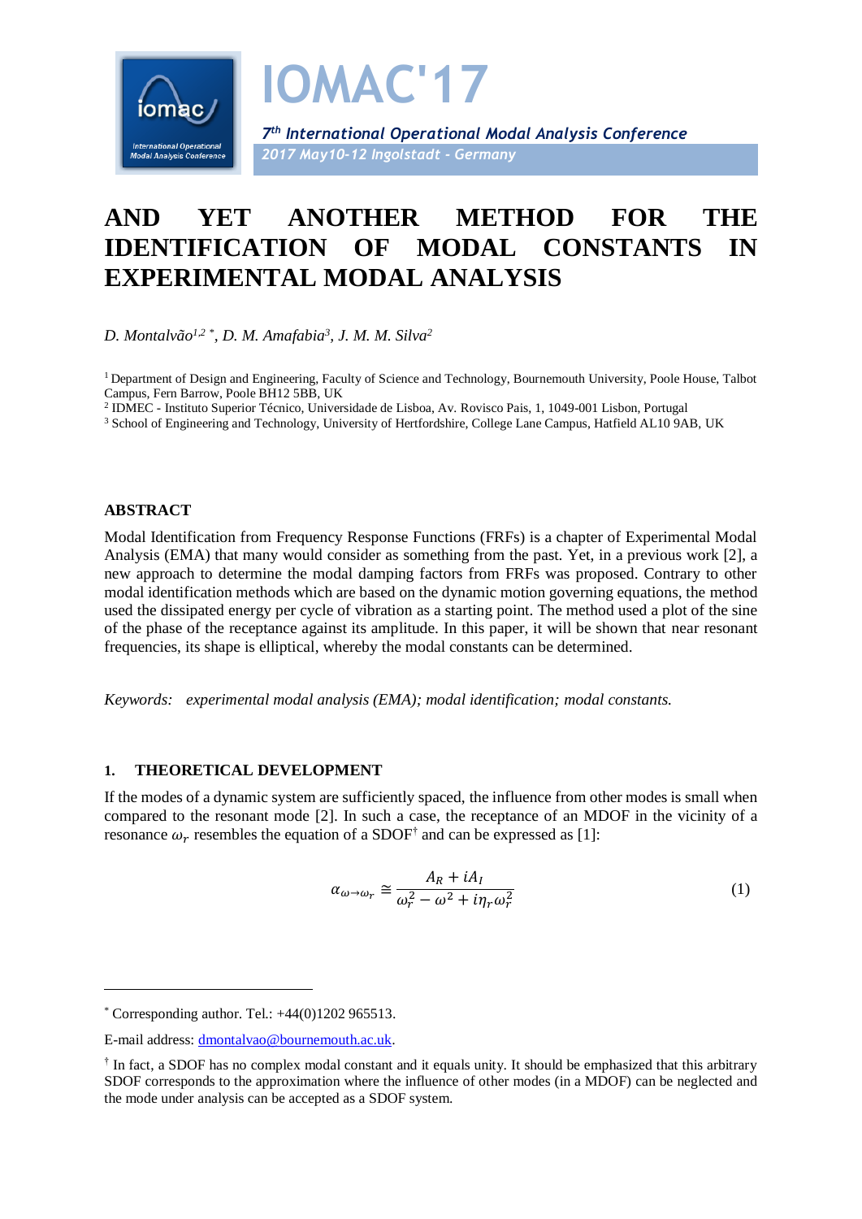# AND YET ANOTHER METHOD FOR THE IDENTIFICATION OF MODAL CONSTANTS IN EXPERIMENTAL MODAL ANALYSIS

*D. Montalvão[1,2 *], D. M. Amafabia[3], J. M. M. Silva[2]*

[1] Department of Design and Engineering, Faculty of Science and Technology, Bournemouth University, Poole House, Talbot Campus, Fern Barrow, Poole BH12 5BB, UK

[2] IDMEC - Instituto Superior Técnico, Universidade de Lisboa, Av. Rovisco Pais, 1, 1049-001 Lisbon, Portugal

[3] School of Engineering and Technology, University of Hertfordshire, College Lane Campus, Hatfield AL10 9AB, UK

## ABSTRACT

Modal Identification from Frequency Response Functions (FRFs) is a chapter of Experimental Modal Analysis (EMA) that many would consider as something from the past. Yet, in a previous work [2], a new approach to determine the modal damping factors from FRFs was proposed. Contrary to other modal identification methods which are based on the dynamic motion governing equations, the method used the dissipated energy per cycle of vibration as a starting point. The method used a plot of the sine of the phase of the receptance against its amplitude. In this paper, it will be shown that near resonant frequencies, its shape is elliptical, whereby the modal constants can be determined.

*Keywords: experimental modal analysis (EMA); modal identification; modal constants.*

## 1. THEORETICAL DEVELOPMENT

If the modes of a dynamic system are sufficiently spaced, the influence from other modes is small when compared to the resonant mode [2]. In such a case, the receptance of an MDOF in the vicinity of a resonance $\omega_r$ resembles the equation of a SDOF[†] and can be expressed as [1]:

$$\alpha_{\omega \to \omega_r} \cong \frac{A_R + iA_I}{\omega_r^2 - \omega^2 + i\eta_r \omega_r^2} \tag{1}$$

---

[*] Corresponding author. Tel.: +44(0)1202 965513.

E-mail address: dmontalvao@bournemouth.ac.uk.

[†] In fact, a SDOF has no complex modal constant and it equals unity. It should be emphasized that this arbitrary SDOF corresponds to the approximation where the influence of other modes (in a MDOF) can be neglected and the mode under analysis can be accepted as a SDOF system.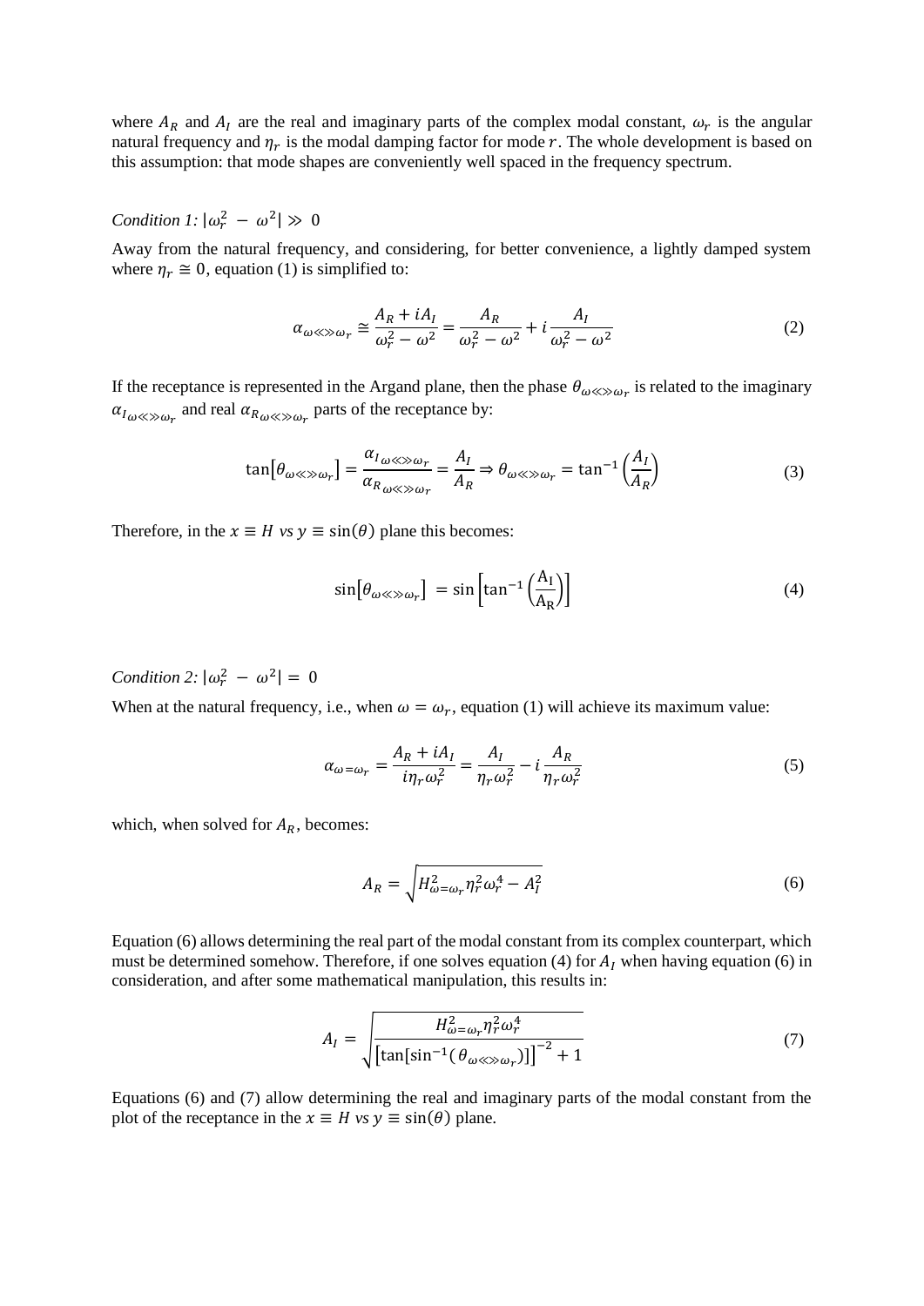where $A_R$ and $A_I$ are the real and imaginary parts of the complex modal constant, $\omega_r$ is the angular natural frequency and $\eta_r$ is the modal damping factor for mode $r$. The whole development is based on this assumption: that mode shapes are conveniently well spaced in the frequency spectrum.

*Condition 1:* $|\omega_r^2 - \omega^2| \gg 0$

Away from the natural frequency, and considering, for better convenience, a lightly damped system where $\eta_r \cong 0$, equation (1) is simplified to:

$$\alpha_{\omega \ll\gg \omega_r} \cong \frac{A_R + iA_I}{\omega_r^2 - \omega^2} = \frac{A_R}{\omega_r^2 - \omega^2} + i\frac{A_I}{\omega_r^2 - \omega^2} \tag{2}$$

If the receptance is represented in the Argand plane, then the phase $\theta_{\omega \ll\gg \omega_r}$ is related to the imaginary $\alpha_{I_{\omega \ll\gg \omega_r}}$ and real $\alpha_{R_{\omega \ll\gg \omega_r}}$ parts of the receptance by:

$$\tan\left[\theta_{\omega \ll\gg \omega_r}\right] = \frac{\alpha_{I_{\omega \ll\gg \omega_r}}}{\alpha_{R_{\omega \ll\gg \omega_r}}} = \frac{A_I}{A_R} \Rightarrow \theta_{\omega \ll\gg \omega_r} = \tan^{-1}\left(\frac{A_I}{A_R}\right) \tag{3}$$

Therefore, in the $x \equiv H$ *vs* $y \equiv \sin(\theta)$ plane this becomes:

$$\sin\left[\theta_{\omega \ll\gg \omega_r}\right] = \sin\left[\tan^{-1}\left(\frac{A_I}{A_R}\right)\right] \tag{4}$$

*Condition 2:* $|\omega_r^2 - \omega^2| = 0$

When at the natural frequency, i.e., when $\omega = \omega_r$, equation (1) will achieve its maximum value:

$$\alpha_{\omega = \omega_r} = \frac{A_R + iA_I}{i\eta_r \omega_r^2} = \frac{A_I}{\eta_r \omega_r^2} - i\frac{A_R}{\eta_r \omega_r^2} \tag{5}$$

which, when solved for $A_R$, becomes:

$$A_R = \sqrt{H_{\omega=\omega_r}^2 \eta_r^2 \omega_r^4 - A_I^2} \tag{6}$$

Equation (6) allows determining the real part of the modal constant from its complex counterpart, which must be determined somehow. Therefore, if one solves equation (4) for $A_I$ when having equation (6) in consideration, and after some mathematical manipulation, this results in:

$$A_I = \sqrt{\frac{H_{\omega=\omega_r}^2 \eta_r^2 \omega_r^4}{\left[\tan\left[\sin^{-1}\left(\theta_{\omega \ll\gg \omega_r}\right)\right]\right]^{-2} + 1}} \tag{7}$$

Equations (6) and (7) allow determining the real and imaginary parts of the modal constant from the plot of the receptance in the $x \equiv H$ *vs* $y \equiv \sin(\theta)$ plane.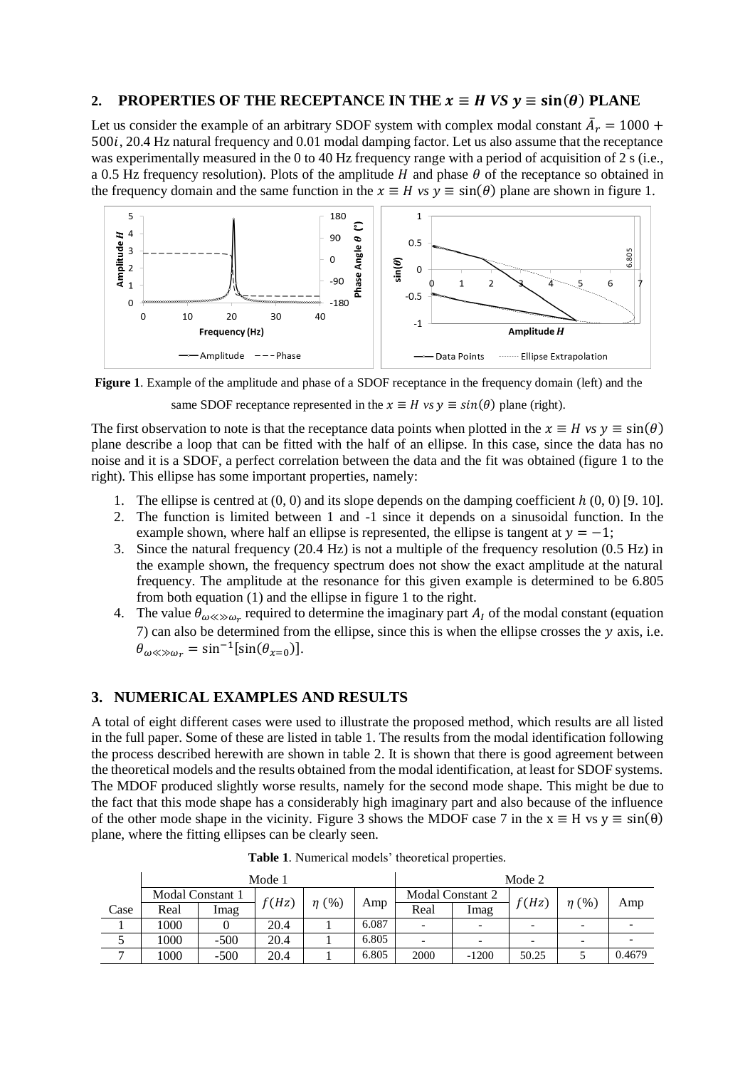## 2. PROPERTIES OF THE RECEPTANCE IN THE $x \equiv H$ VS $y \equiv \sin(\theta)$ PLANE

Let us consider the example of an arbitrary SDOF system with complex modal constant $\bar{A}_r = 1000 + 500i$, 20.4 Hz natural frequency and 0.01 modal damping factor. Let us also assume that the receptance was experimentally measured in the 0 to 40 Hz frequency range with a period of acquisition of 2 s (i.e., a 0.5 Hz frequency resolution). Plots of the amplitude $H$ and phase $\theta$ of the receptance so obtained in the frequency domain and the same function in the $x \equiv H$ vs $y \equiv \sin(\theta)$ plane are shown in figure 1.

**Figure 1**. Example of the amplitude and phase of a SDOF receptance in the frequency domain (left) and the same SDOF receptance represented in the $x \equiv H$ vs $y \equiv sin(\theta)$ plane (right).

The first observation to note is that the receptance data points when plotted in the $x \equiv H$ vs $y \equiv \sin(\theta)$ plane describe a loop that can be fitted with the half of an ellipse. In this case, since the data has no noise and it is a SDOF, a perfect correlation between the data and the fit was obtained (figure 1 to the right). This ellipse has some important properties, namely:

1. The ellipse is centred at (0, 0) and its slope depends on the damping coefficient $h$ (0, 0) [9. 10].
2. The function is limited between 1 and -1 since it depends on a sinusoidal function. In the example shown, where half an ellipse is represented, the ellipse is tangent at $y = -1$;
3. Since the natural frequency (20.4 Hz) is not a multiple of the frequency resolution (0.5 Hz) in the example shown, the frequency spectrum does not show the exact amplitude at the natural frequency. The amplitude at the resonance for this given example is determined to be 6.805 from both equation (1) and the ellipse in figure 1 to the right.
4. The value $\theta_{\omega \ll \gg \omega_r}$ required to determine the imaginary part $A_I$ of the modal constant (equation 7) can also be determined from the ellipse, since this is when the ellipse crosses the $y$ axis, i.e. $\theta_{\omega \ll \gg \omega_r} = \sin^{-1}[\sin(\theta_{x=0})]$.

## 3. NUMERICAL EXAMPLES AND RESULTS

A total of eight different cases were used to illustrate the proposed method, which results are all listed in the full paper. Some of these are listed in table 1. The results from the modal identification following the process described herewith are shown in table 2. It is shown that there is good agreement between the theoretical models and the results obtained from the modal identification, at least for SDOF systems. The MDOF produced slightly worse results, namely for the second mode shape. This might be due to the fact that this mode shape has a considerably high imaginary part and also because of the influence of the other mode shape in the vicinity. Figure 3 shows the MDOF case 7 in the x ≡ H vs y ≡ sin(θ) plane, where the fitting ellipses can be clearly seen.

**Table 1**. Numerical models' theoretical properties.

| | Mode 1 | | | | | Mode 2 | | | | |
|---|---|---|---|---|---|---|---|---|---|---|
| | Modal Constant 1 | | $f(Hz)$ | $\eta$ (%) | Amp | Modal Constant 2 | | $f(Hz)$ | $\eta$ (%) | Amp |
| Case | Real | Imag | | | | Real | Imag | | | |
| 1 | 1000 | 0 | 20.4 | 1 | 6.087 | - | - | - | - | - |
| 5 | 1000 | -500 | 20.4 | 1 | 6.805 | - | - | - | - | - |
| 7 | 1000 | -500 | 20.4 | 1 | 6.805 | 2000 | -1200 | 50.25 | 5 | 0.4679 |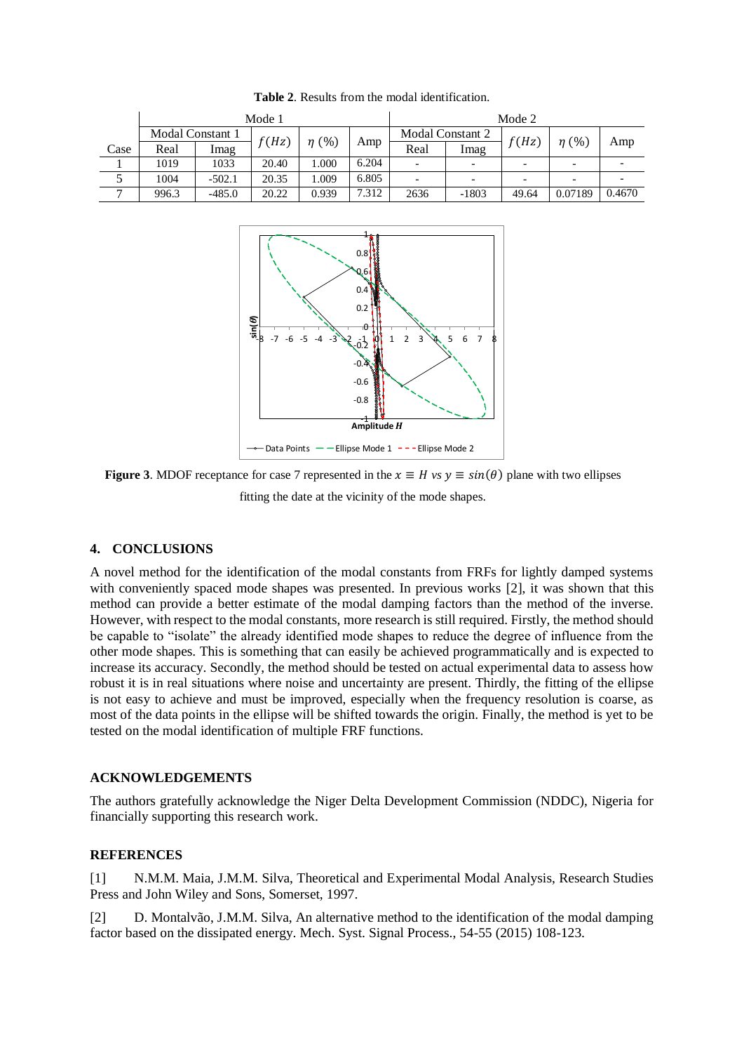**Table 2**. Results from the modal identification.

| | Mode 1 | | | | | Mode 2 | | | | |
|---|---|---|---|---|---|---|---|---|---|---|
| | Modal Constant 1 | | $f(Hz)$ | $\eta$ (%) | Amp | Modal Constant 2 | | $f(Hz)$ | $\eta$ (%) | Amp |
| Case | Real | Imag | | | | Real | Imag | | | |
| 1 | 1019 | 1033 | 20.40 | 1.000 | 6.204 | - | - | - | - | - |
| 5 | 1004 | -502.1 | 20.35 | 1.009 | 6.805 | - | - | - | - | - |
| 7 | 996.3 | -485.0 | 20.22 | 0.939 | 7.312 | 2636 | -1803 | 49.64 | 0.07189 | 0.4670 |

sin(θ)
1
0.8
0.6
0.4
0.2
0
-0.2
-0.4
-0.6
-0.8
-1
-8 -7 -6 -5 -4 -3 -2 -1 0 1 2 3 4 5 6 7 8
Amplitude *H*
Data Points
Ellipse Mode 1
Ellipse Mode 2

**Figure 3**. MDOF receptance for case 7 represented in the $x \equiv H$ *vs* $y \equiv sin(\theta)$ plane with two ellipses fitting the date at the vicinity of the mode shapes.

## 4. CONCLUSIONS

A novel method for the identification of the modal constants from FRFs for lightly damped systems with conveniently spaced mode shapes was presented. In previous works [2], it was shown that this method can provide a better estimate of the modal damping factors than the method of the inverse. However, with respect to the modal constants, more research is still required. Firstly, the method should be capable to "isolate" the already identified mode shapes to reduce the degree of influence from the other mode shapes. This is something that can easily be achieved programmatically and is expected to increase its accuracy. Secondly, the method should be tested on actual experimental data to assess how robust it is in real situations where noise and uncertainty are present. Thirdly, the fitting of the ellipse is not easy to achieve and must be improved, especially when the frequency resolution is coarse, as most of the data points in the ellipse will be shifted towards the origin. Finally, the method is yet to be tested on the modal identification of multiple FRF functions.

## ACKNOWLEDGEMENTS

The authors gratefully acknowledge the Niger Delta Development Commission (NDDC), Nigeria for financially supporting this research work.

## REFERENCES

[1] N.M.M. Maia, J.M.M. Silva, Theoretical and Experimental Modal Analysis, Research Studies Press and John Wiley and Sons, Somerset, 1997.

[2] D. Montalvão, J.M.M. Silva, An alternative method to the identification of the modal damping factor based on the dissipated energy. Mech. Syst. Signal Process., 54-55 (2015) 108-123.